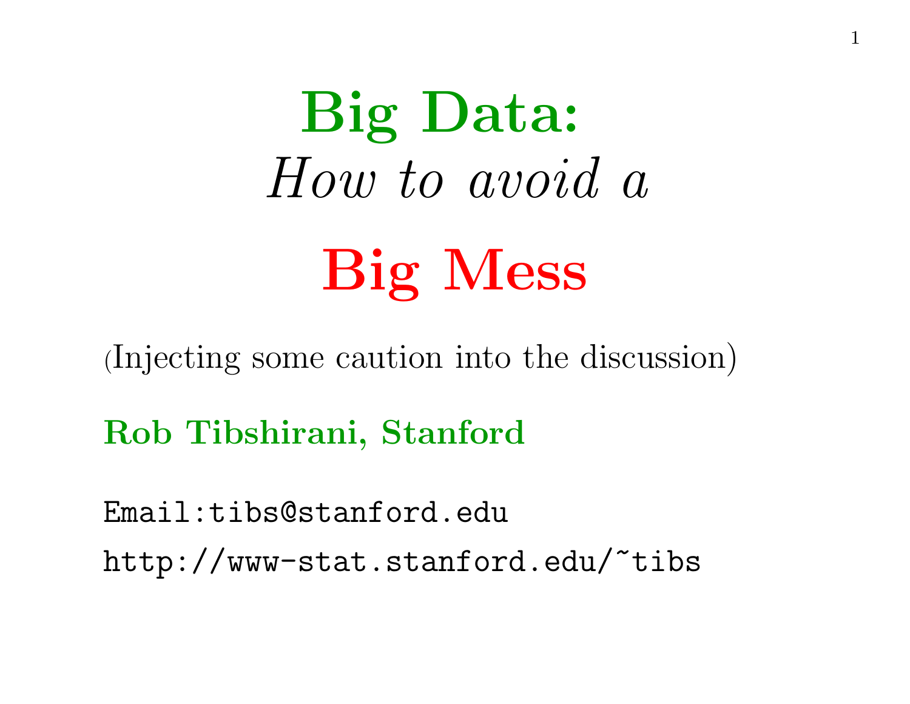# Big Data: *How to avoid a* Big Mess

(Injecting some caution into the discussion)

**Rob Tibshirani, Stanford**

Email:tibs@stanford.edu

http://www-stat.stanford.edu/~tibs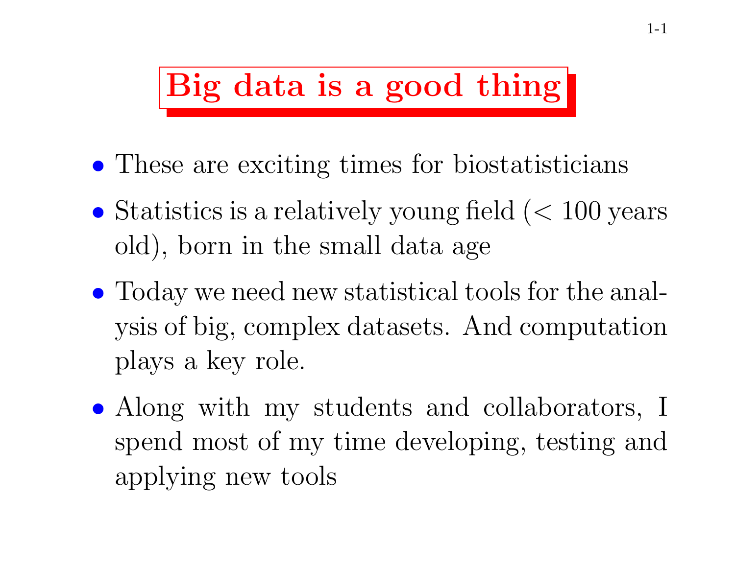# Big data is a good thing

- These are exciting times for biostatisticians
- Statistics is a relatively young field ($<$ 100 years old), born in the small data age
- Today we need new statistical tools for the analysis of big, complex datasets. And computation plays a key role.
- Along with my students and collaborators, I spend most of my time developing, testing and applying new tools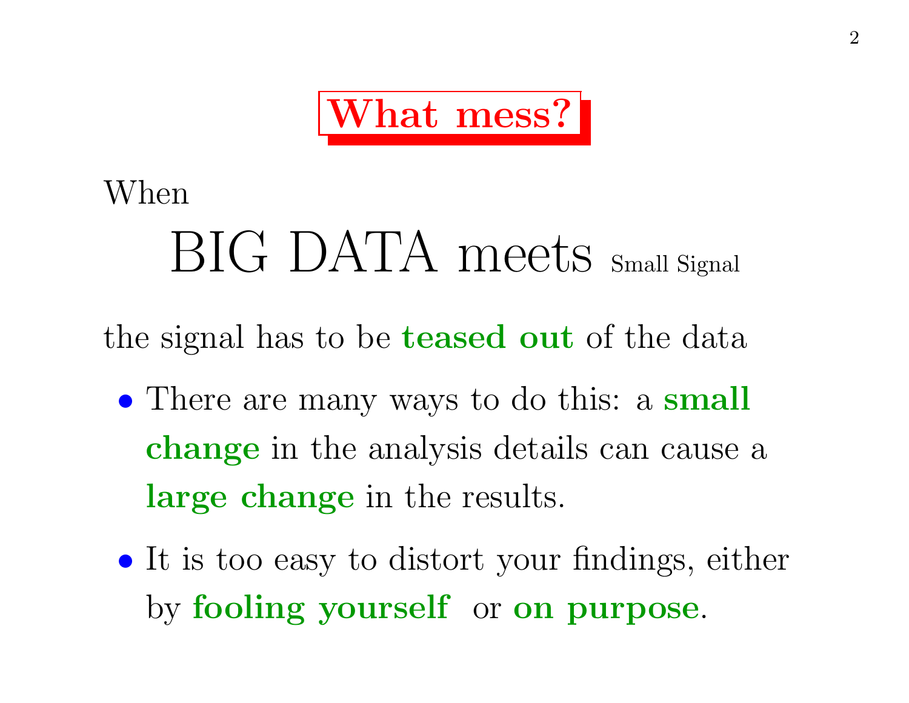# What mess?

When

BIG DATA meets Small Signal

the signal has to be **teased out** of the data

- There are many ways to do this: a **small change** in the analysis details can cause a **large change** in the results.
- It is too easy to distort your findings, either by **fooling yourself** or **on purpose**.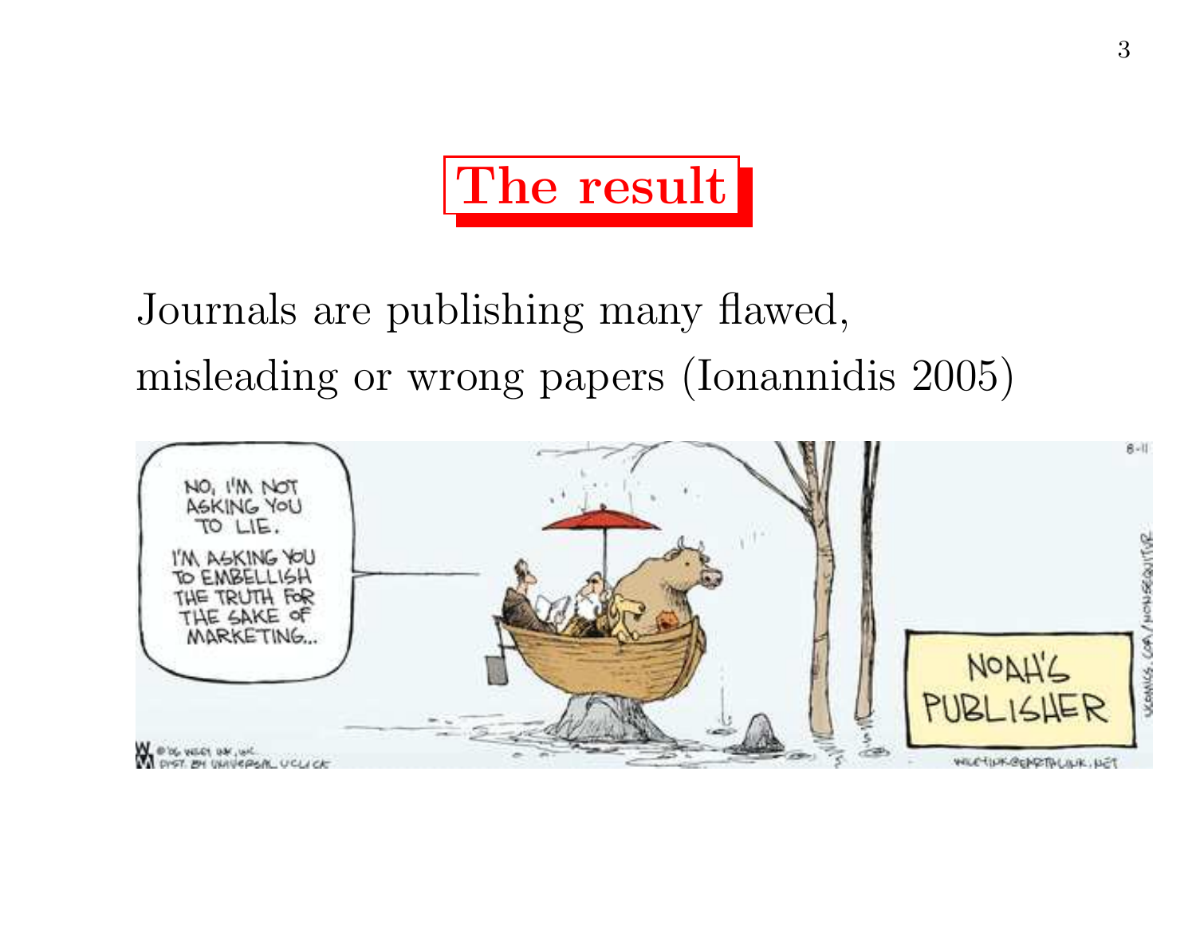# The result

Journals are publishing many flawed, misleading or wrong papers (Ionannidis 2005)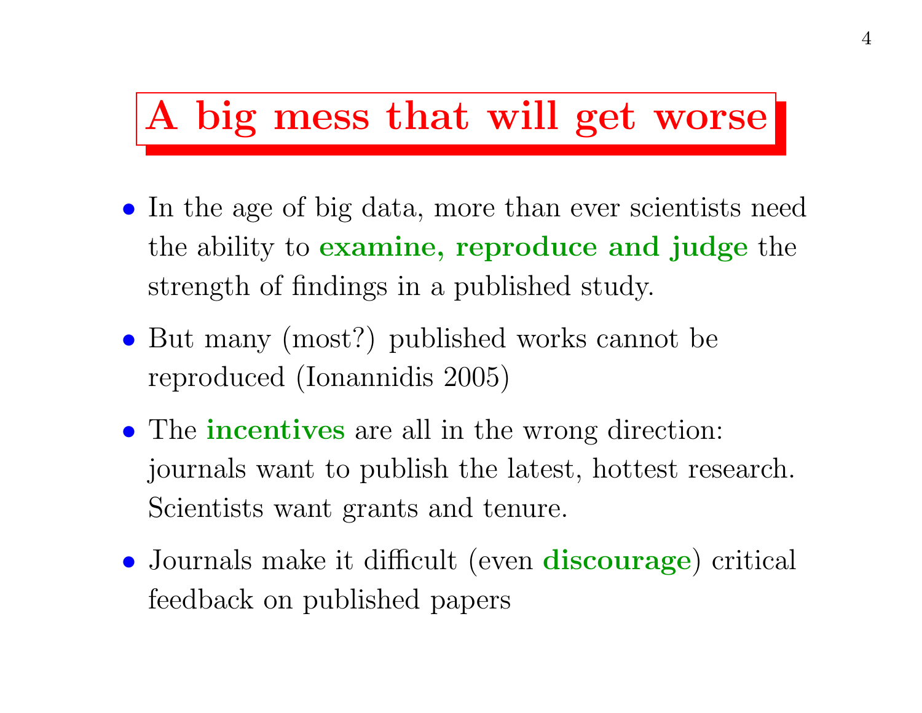# A big mess that will get worse

- In the age of big data, more than ever scientists need the ability to **examine, reproduce and judge** the strength of findings in a published study.
- But many (most?) published works cannot be reproduced (Ionannidis 2005)
- The **incentives** are all in the wrong direction: journals want to publish the latest, hottest research. Scientists want grants and tenure.
- Journals make it difficult (even **discourage**) critical feedback on published papers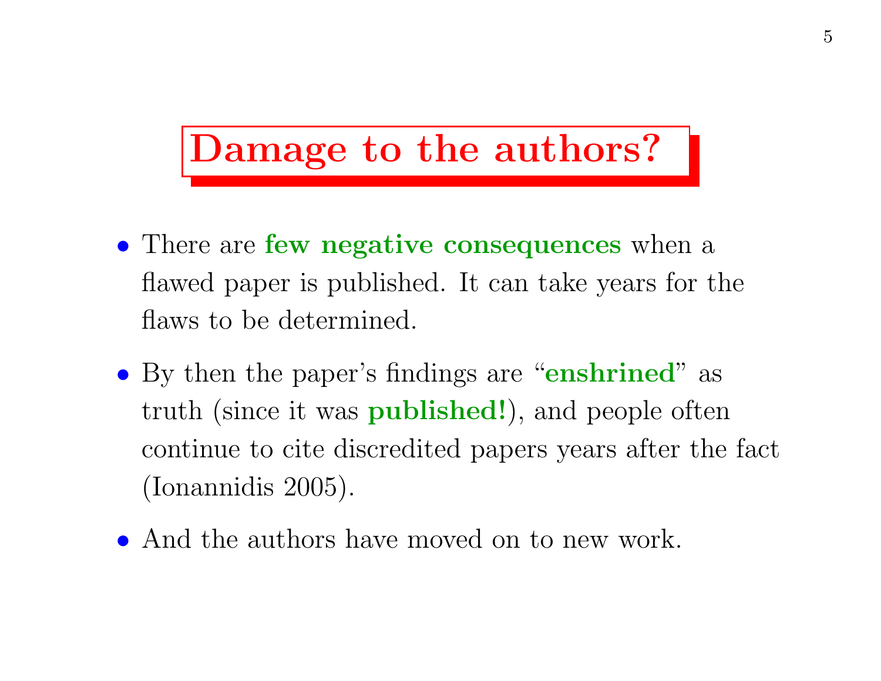# Damage to the authors?

- There are **few negative consequences** when a flawed paper is published. It can take years for the flaws to be determined.
- By then the paper's findings are "**enshrined**" as truth (since it was **published!**), and people often continue to cite discredited papers years after the fact (Ionannidis 2005).
- And the authors have moved on to new work.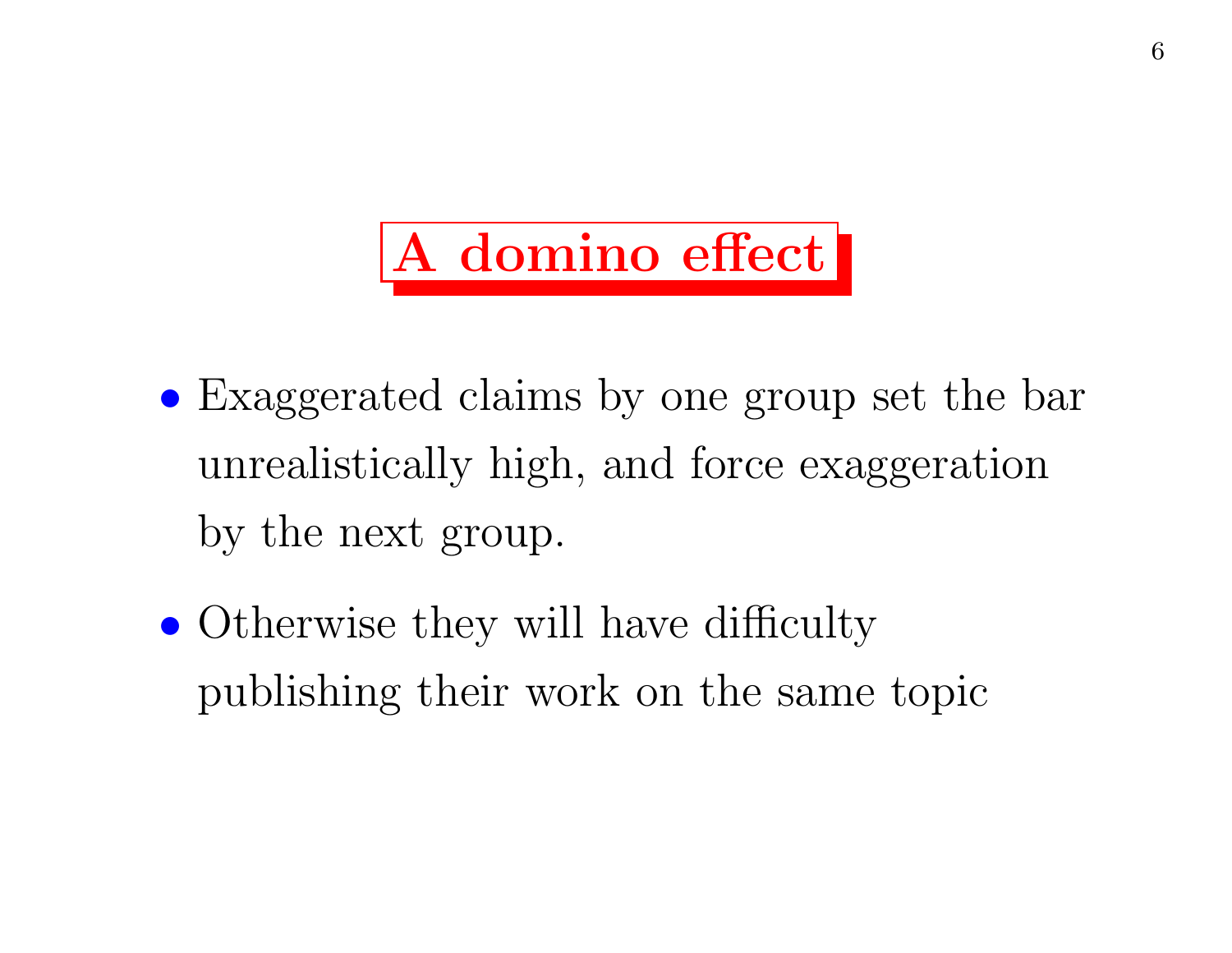# A domino effect

- Exaggerated claims by one group set the bar unrealistically high, and force exaggeration by the next group.
- Otherwise they will have difficulty publishing their work on the same topic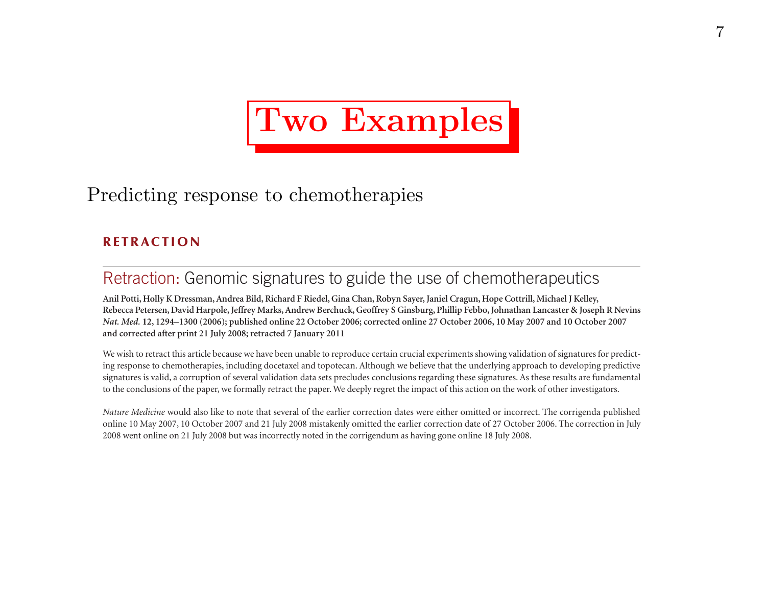# Two Examples

## Predicting response to chemotherapies

**RETRACTION**

### Retraction: Genomic signatures to guide the use of chemotherapeutics

**Anil Potti, Holly K Dressman, Andrea Bild, Richard F Riedel, Gina Chan, Robyn Sayer, Janiel Cragun, Hope Cottrill, Michael J Kelley, Rebecca Petersen, David Harpole, Jeffrey Marks, Andrew Berchuck, Geoffrey S Ginsburg, Phillip Febbo, Johnathan Lancaster & Joseph R Nevins**
***Nat. Med.*** **12, 1294–1300 (2006); published online 22 October 2006; corrected online 27 October 2006, 10 May 2007 and 10 October 2007 and corrected after print 21 July 2008; retracted 7 January 2011**

We wish to retract this article because we have been unable to reproduce certain crucial experiments showing validation of signatures for predicting response to chemotherapies, including docetaxel and topotecan. Although we believe that the underlying approach to developing predictive signatures is valid, a corruption of several validation data sets precludes conclusions regarding these signatures. As these results are fundamental to the conclusions of the paper, we formally retract the paper. We deeply regret the impact of this action on the work of other investigators.

*Nature Medicine* would also like to note that several of the earlier correction dates were either omitted or incorrect. The corrigenda published online 10 May 2007, 10 October 2007 and 21 July 2008 mistakenly omitted the earlier correction date of 27 October 2006. The correction in July 2008 went online on 21 July 2008 but was incorrectly noted in the corrigendum as having gone online 18 July 2008.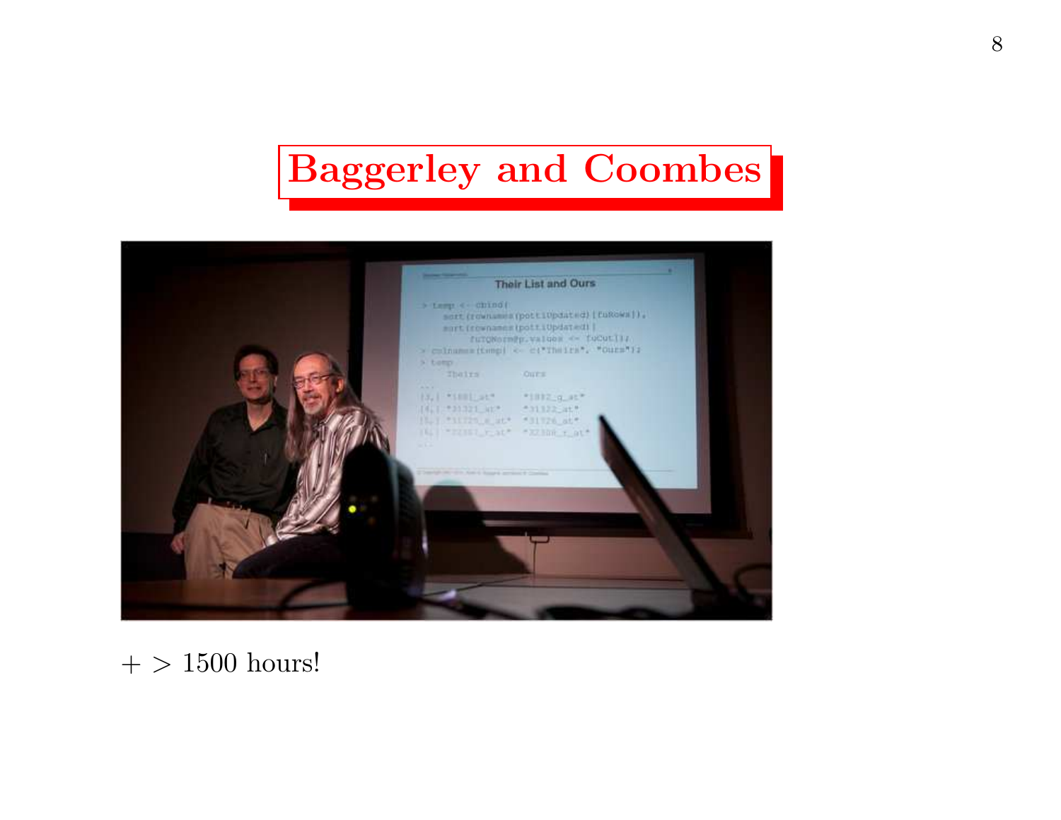# Baggerley and Coombes

+ > 1500 hours!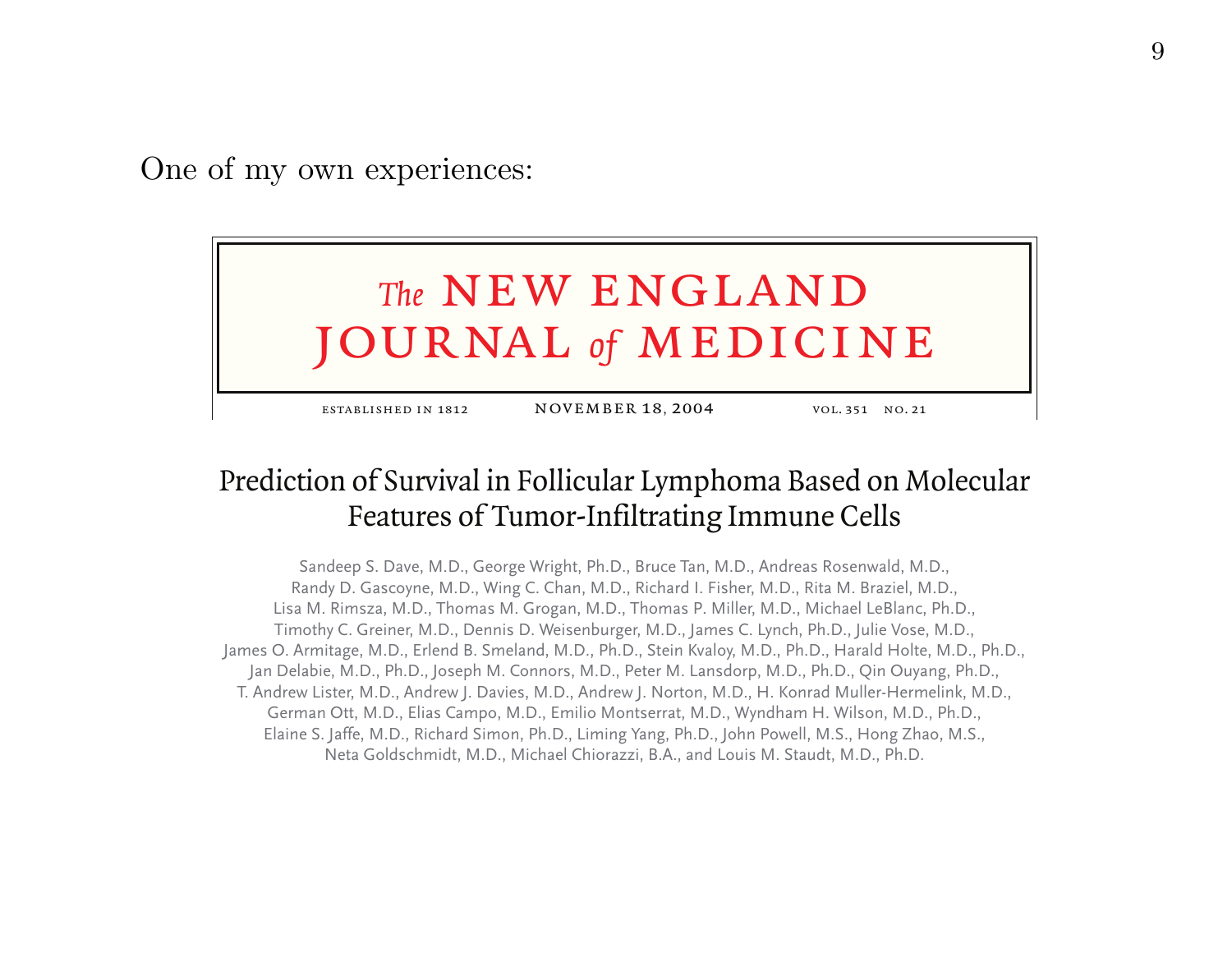One of my own experiences:

# The NEW ENGLAND JOURNAL of MEDICINE

ESTABLISHED IN 1812 NOVEMBER 18, 2004 VOL. 351 NO. 21

## Prediction of Survival in Follicular Lymphoma Based on Molecular Features of Tumor-Infiltrating Immune Cells

Sandeep S. Dave, M.D., George Wright, Ph.D., Bruce Tan, M.D., Andreas Rosenwald, M.D., Randy D. Gascoyne, M.D., Wing C. Chan, M.D., Richard I. Fisher, M.D., Rita M. Braziel, M.D., Lisa M. Rimsza, M.D., Thomas M. Grogan, M.D., Thomas P. Miller, M.D., Michael LeBlanc, Ph.D., Timothy C. Greiner, M.D., Dennis D. Weisenburger, M.D., James C. Lynch, Ph.D., Julie Vose, M.D., James O. Armitage, M.D., Erlend B. Smeland, M.D., Ph.D., Stein Kvaloy, M.D., Ph.D., Harald Holte, M.D., Ph.D., Jan Delabie, M.D., Ph.D., Joseph M. Connors, M.D., Peter M. Lansdorp, M.D., Ph.D., Qin Ouyang, Ph.D., T. Andrew Lister, M.D., Andrew J. Davies, M.D., Andrew J. Norton, M.D., H. Konrad Muller-Hermelink, M.D., German Ott, M.D., Elias Campo, M.D., Emilio Montserrat, M.D., Wyndham H. Wilson, M.D., Ph.D., Elaine S. Jaffe, M.D., Richard Simon, Ph.D., Liming Yang, Ph.D., John Powell, M.S., Hong Zhao, M.S., Neta Goldschmidt, M.D., Michael Chiorazzi, B.A., and Louis M. Staudt, M.D., Ph.D.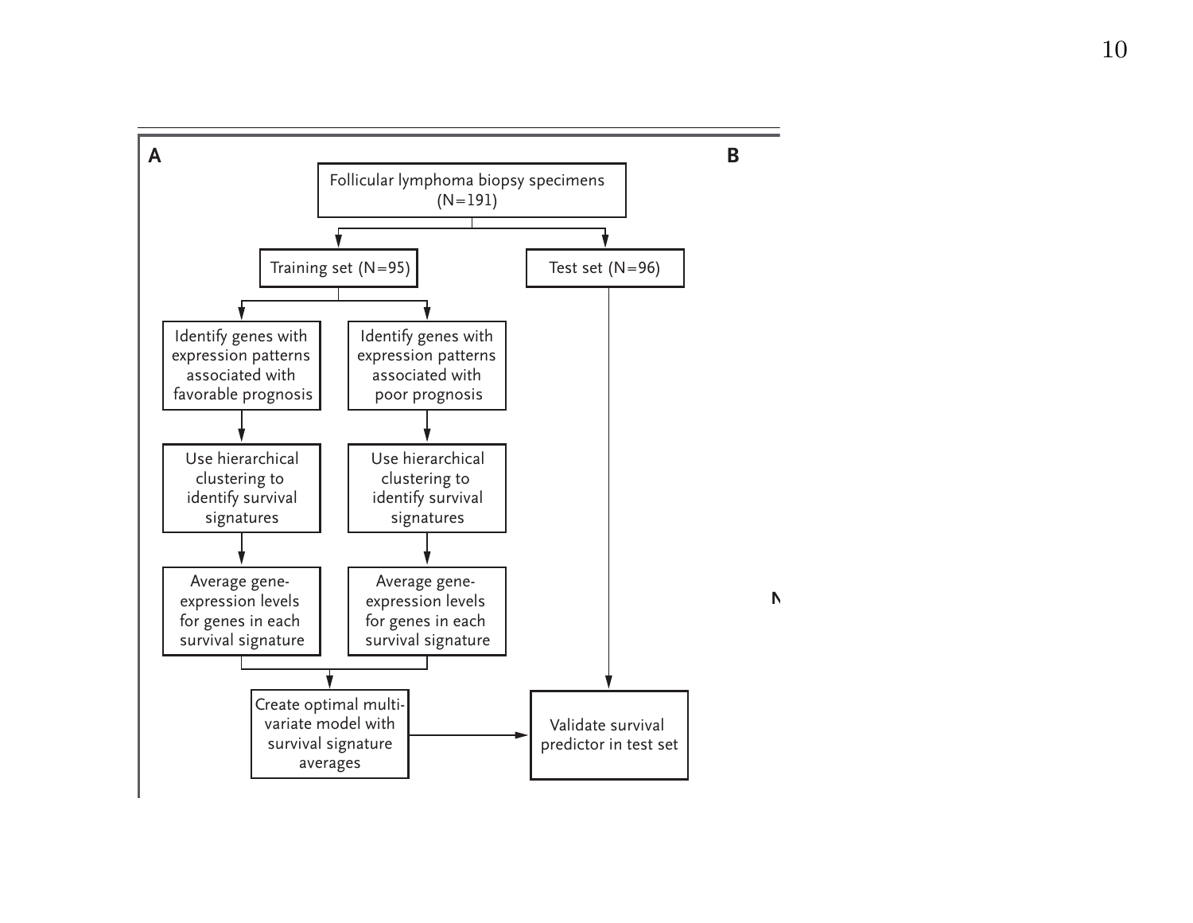**A**

Follicular lymphoma biopsy specimens (N=191)

Training set (N=95)

Test set (N=96)

Identify genes with expression patterns associated with favorable prognosis

Identify genes with expression patterns associated with poor prognosis

Use hierarchical clustering to identify survival signatures

Use hierarchical clustering to identify survival signatures

Average gene-expression levels for genes in each survival signature

Average gene-expression levels for genes in each survival signature

Create optimal multi-variate model with survival signature averages

Validate survival predictor in test set

**B**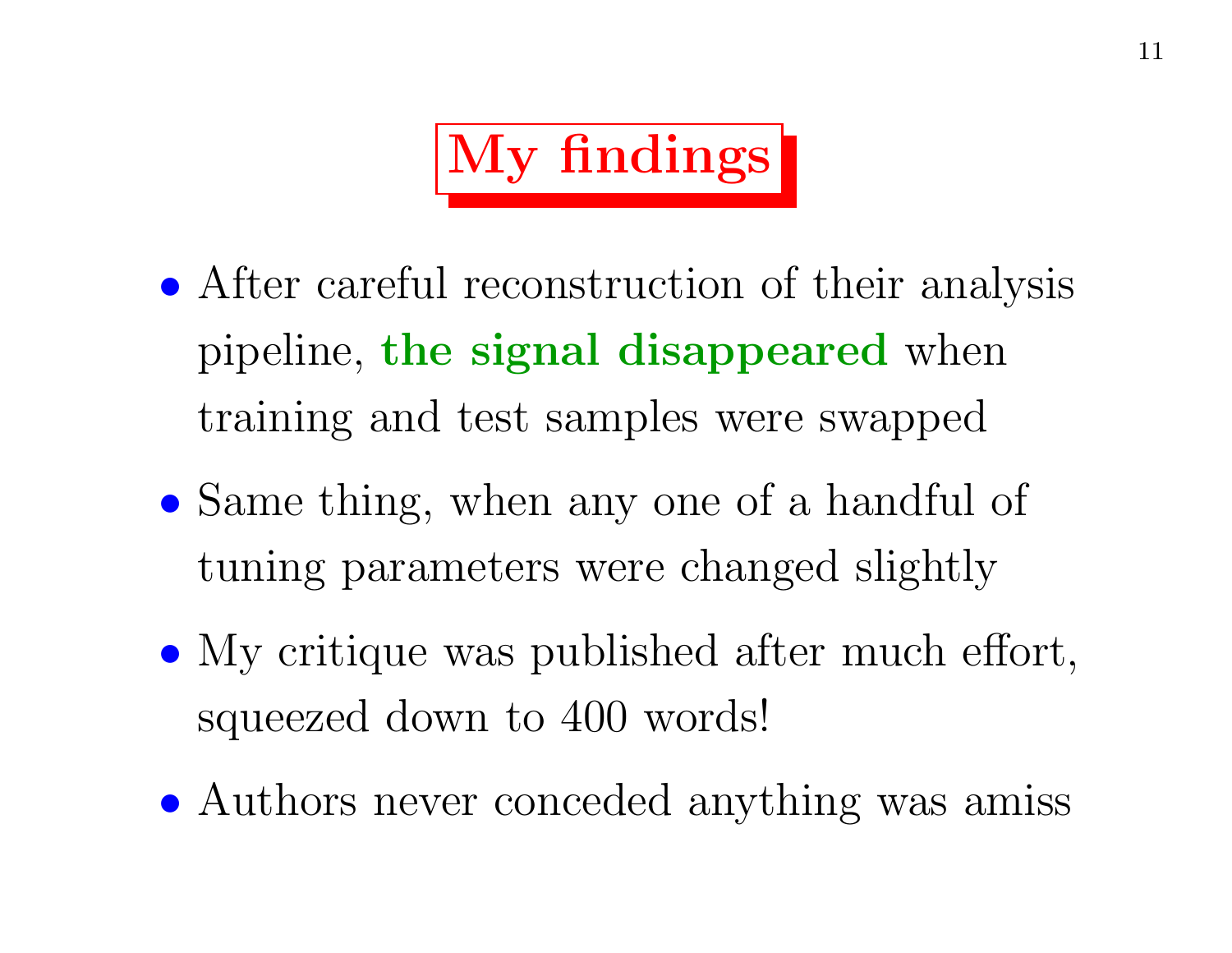# My findings

- After careful reconstruction of their analysis pipeline, **the signal disappeared** when training and test samples were swapped
- Same thing, when any one of a handful of tuning parameters were changed slightly
- My critique was published after much effort, squeezed down to 400 words!
- Authors never conceded anything was amiss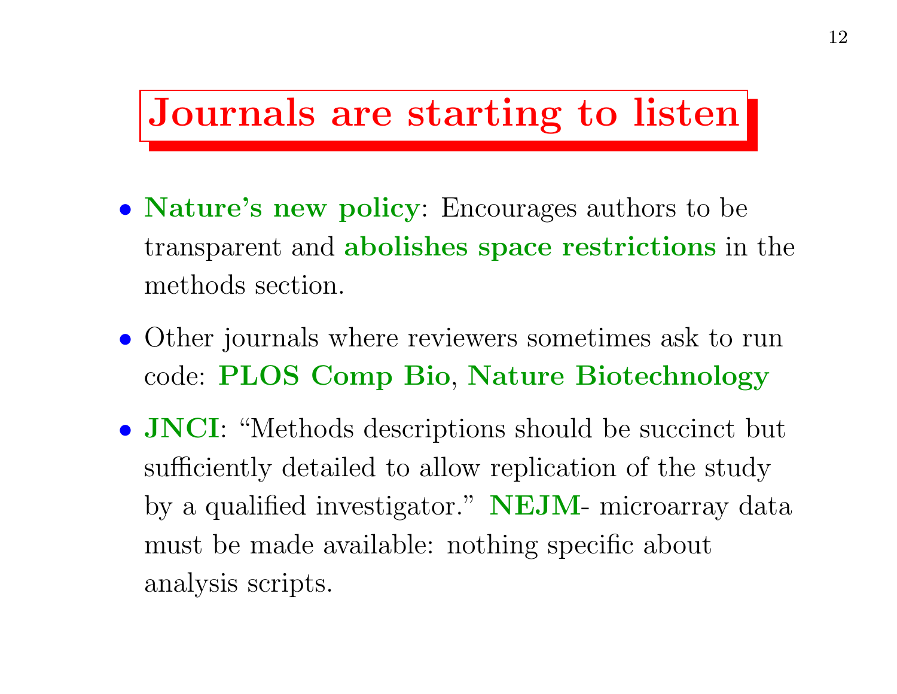# Journals are starting to listen

- **Nature's new policy**: Encourages authors to be transparent and **abolishes space restrictions** in the methods section.
- Other journals where reviewers sometimes ask to run code: **PLOS Comp Bio**, **Nature Biotechnology**
- **JNCI**: "Methods descriptions should be succinct but sufficiently detailed to allow replication of the study by a qualified investigator." **NEJM**- microarray data must be made available: nothing specific about analysis scripts.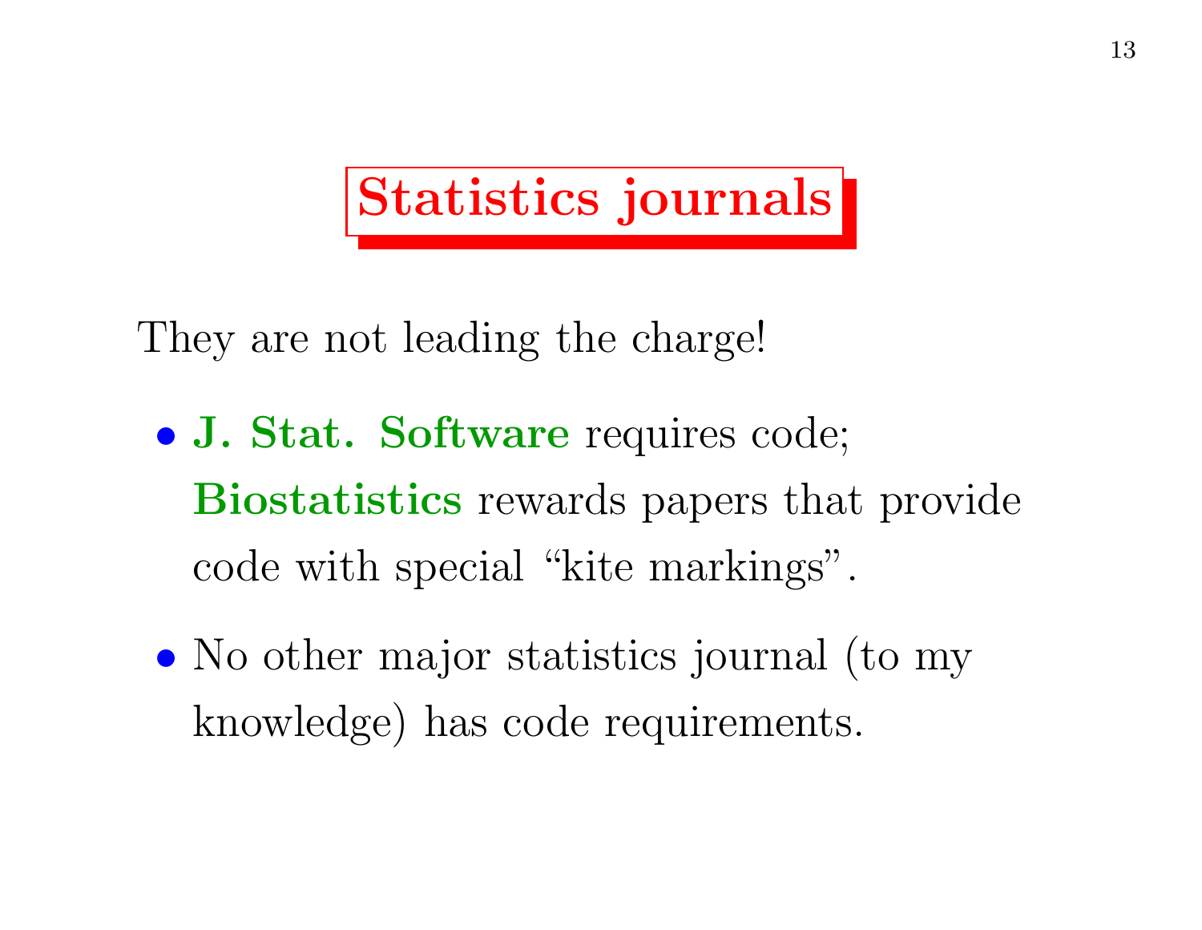# Statistics journals

They are not leading the charge!

- **J. Stat. Software** requires code; **Biostatistics** rewards papers that provide code with special "kite markings".
- No other major statistics journal (to my knowledge) has code requirements.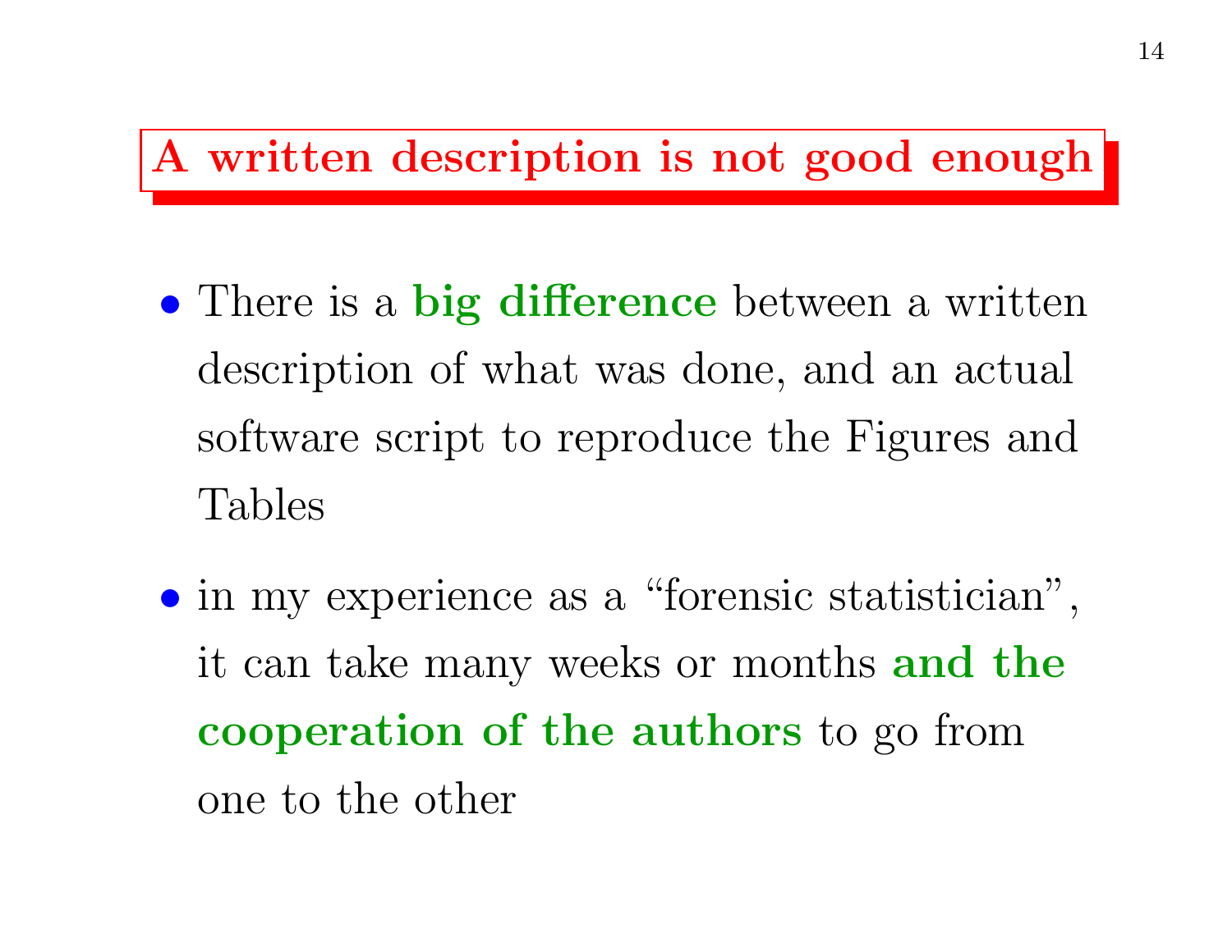## A written description is not good enough

- There is a **big difference** between a written description of what was done, and an actual software script to reproduce the Figures and Tables

- in my experience as a "forensic statistician", it can take many weeks or months **and the cooperation of the authors** to go from one to the other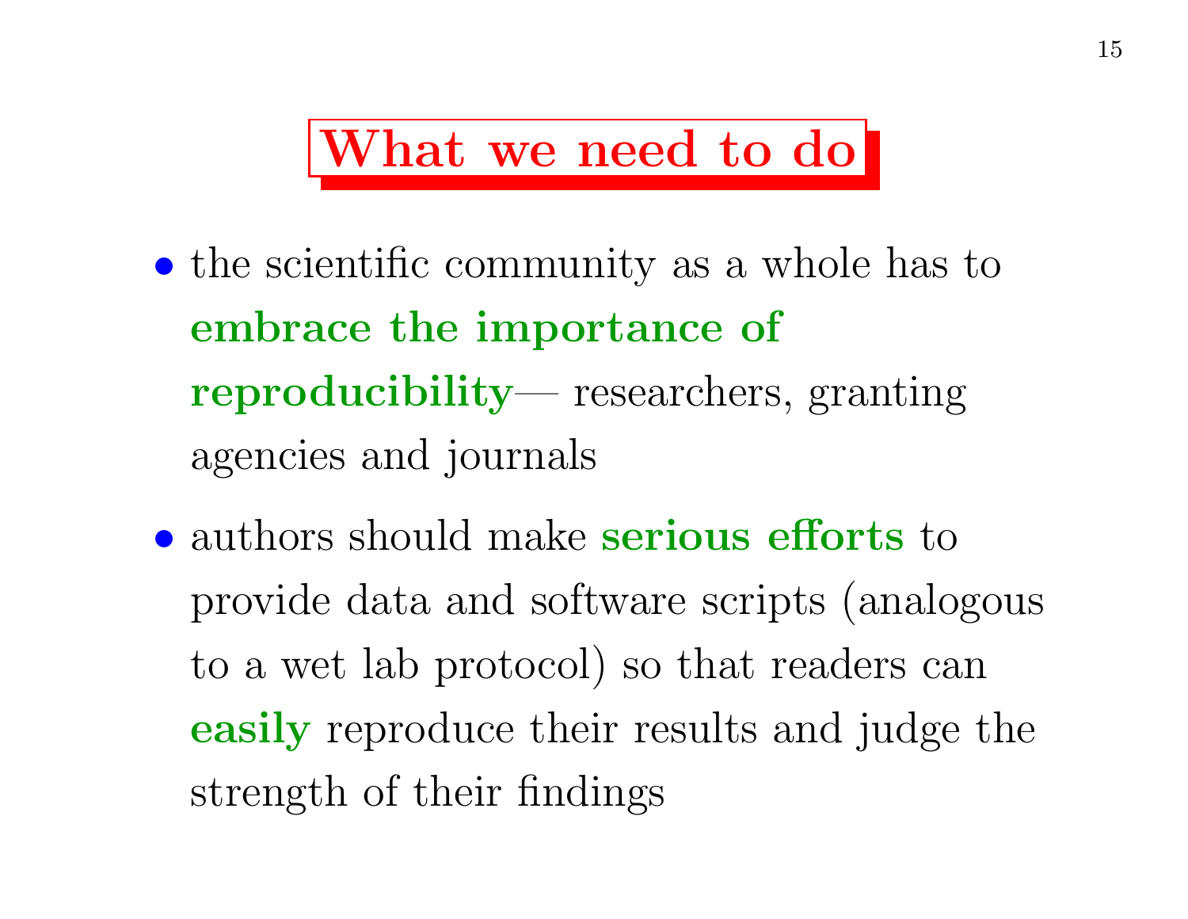# What we need to do

- the scientific community as a whole has to **embrace the importance of reproducibility**— researchers, granting agencies and journals
- authors should make **serious efforts** to provide data and software scripts (analogous to a wet lab protocol) so that readers can **easily** reproduce their results and judge the strength of their findings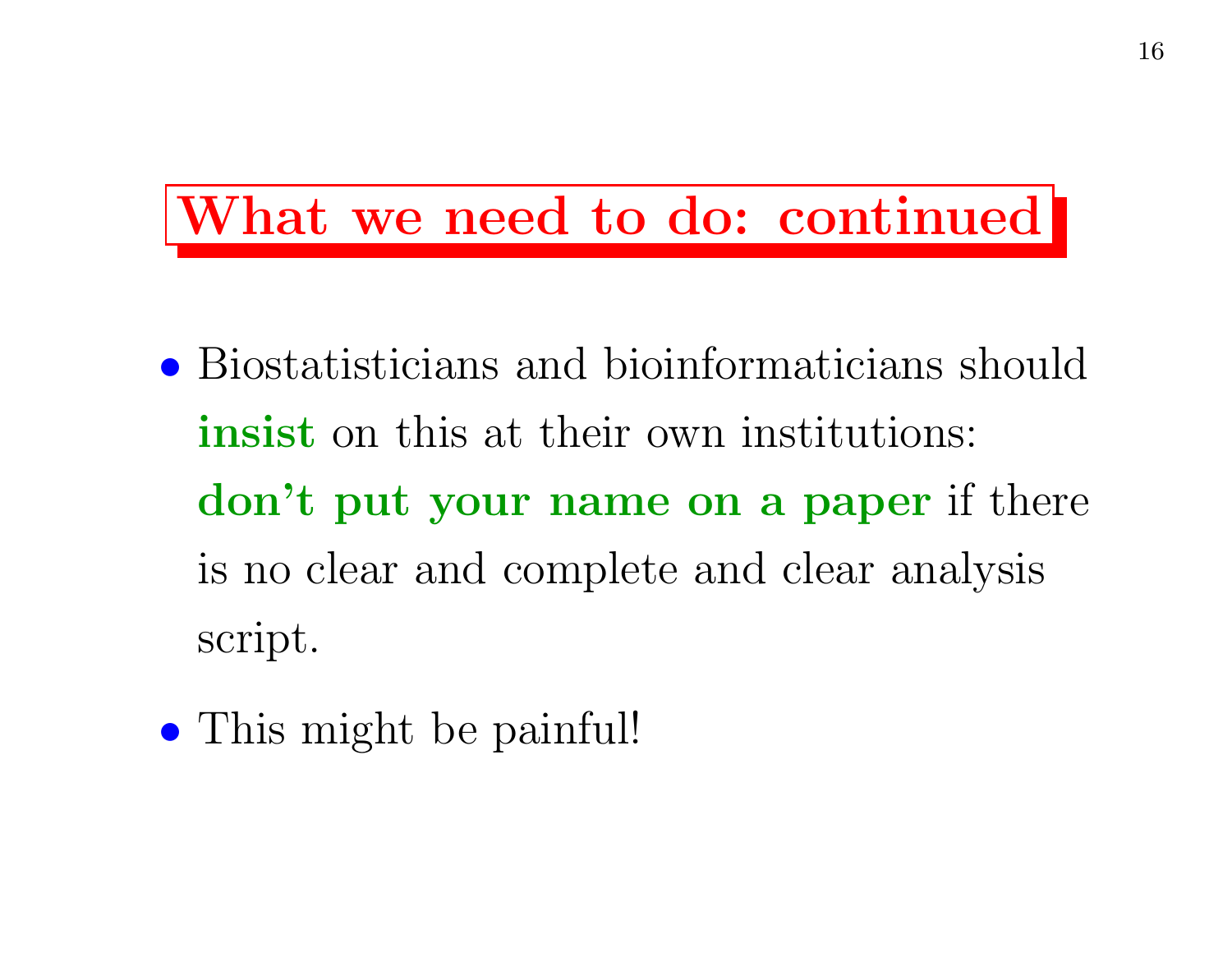# What we need to do: continued

- Biostatisticians and bioinformaticians should **insist** on this at their own institutions: **don't put your name on a paper** if there is no clear and complete and clear analysis script.
- This might be painful!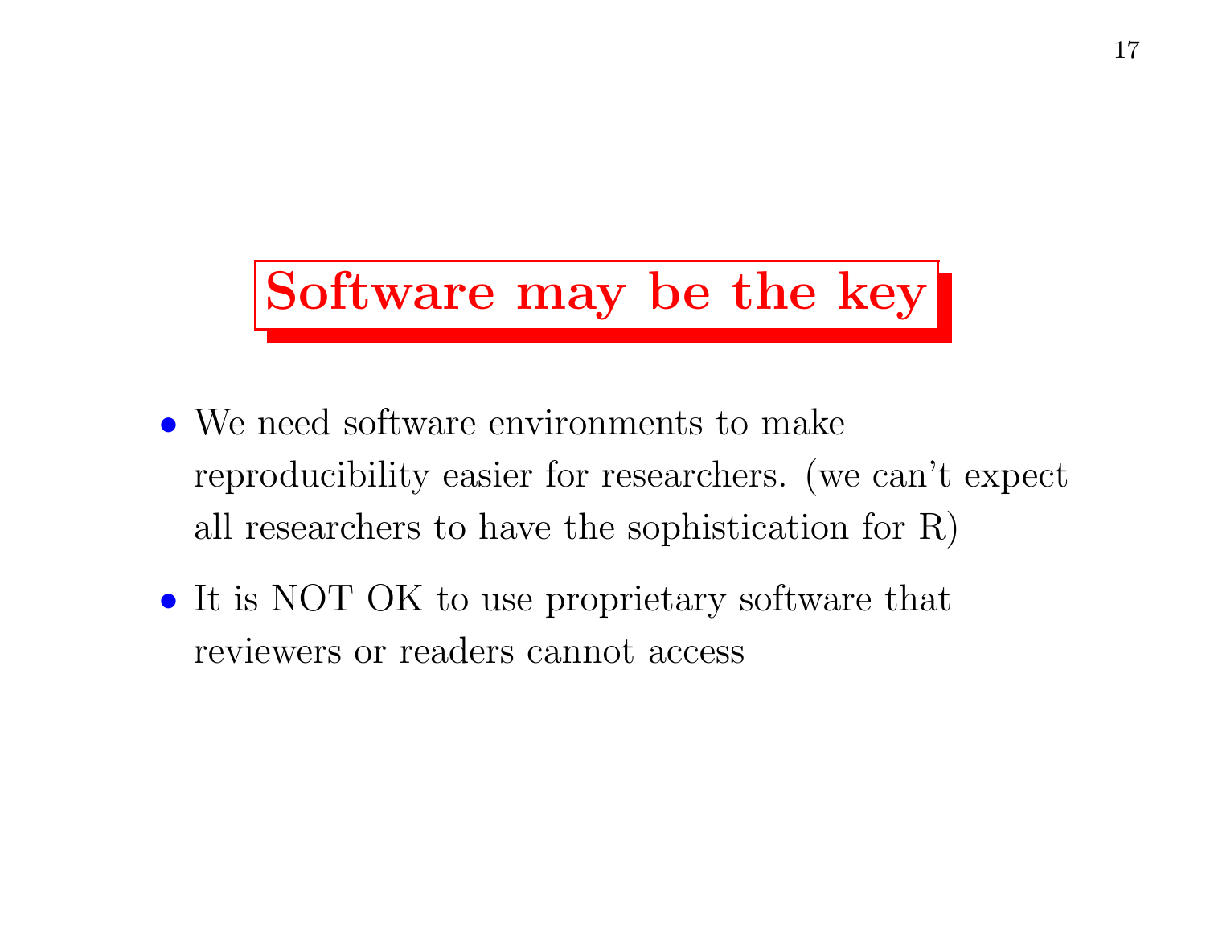# Software may be the key

- We need software environments to make reproducibility easier for researchers. (we can't expect all researchers to have the sophistication for R)
- It is NOT OK to use proprietary software that reviewers or readers cannot access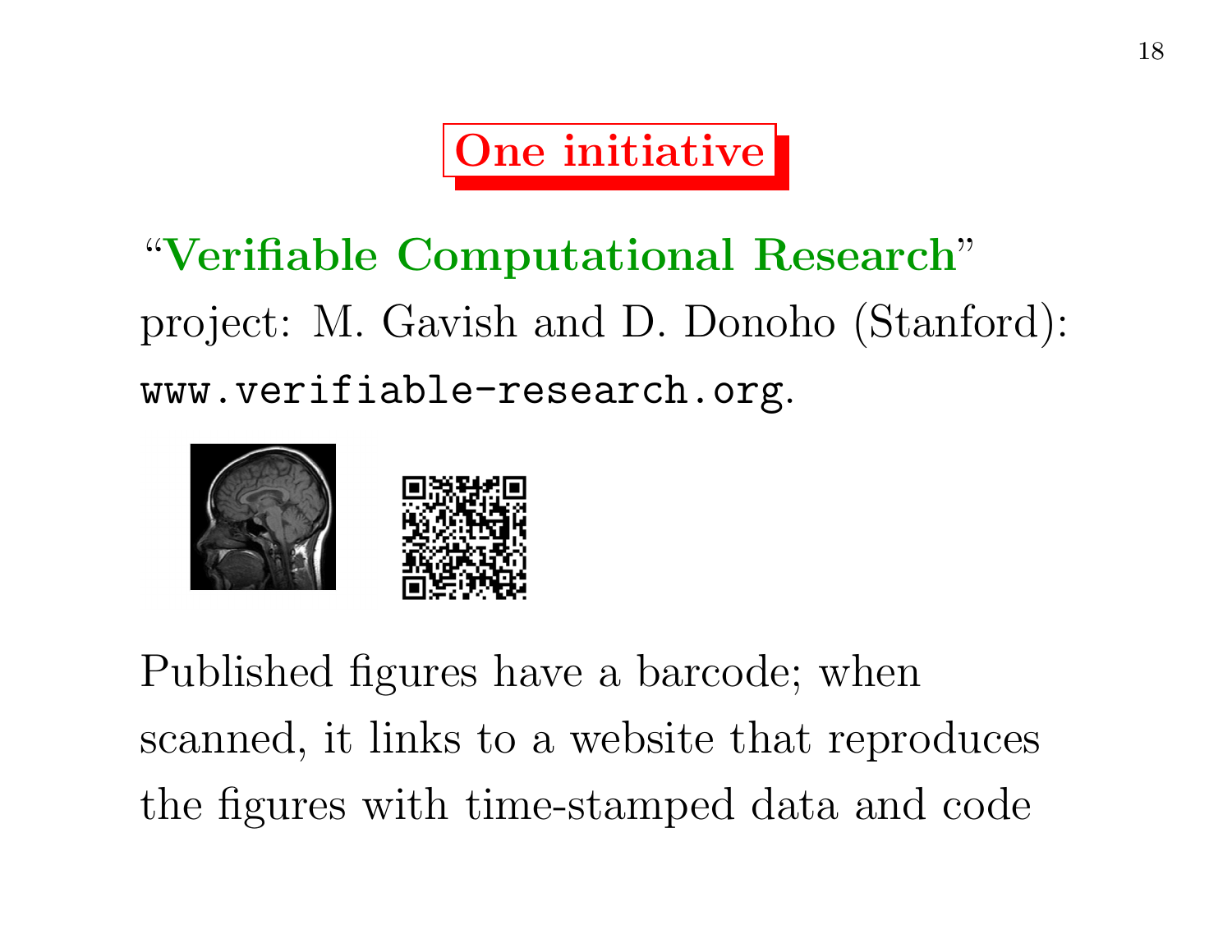# One initiative

"**Verifiable Computational Research**" project: M. Gavish and D. Donoho (Stanford): `www.verifiable-research.org`.

Published figures have a barcode; when scanned, it links to a website that reproduces the figures with time-stamped data and code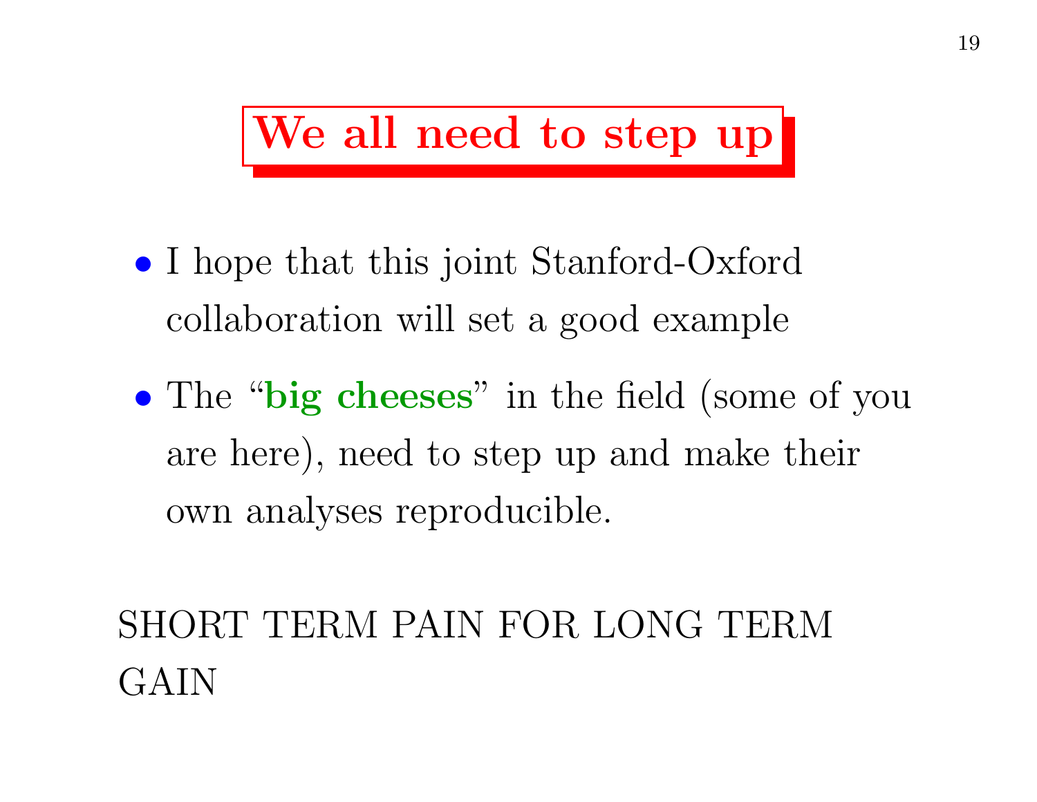# We all need to step up

- I hope that this joint Stanford-Oxford collaboration will set a good example
- The "**big cheeses**" in the field (some of you are here), need to step up and make their own analyses reproducible.

SHORT TERM PAIN FOR LONG TERM GAIN